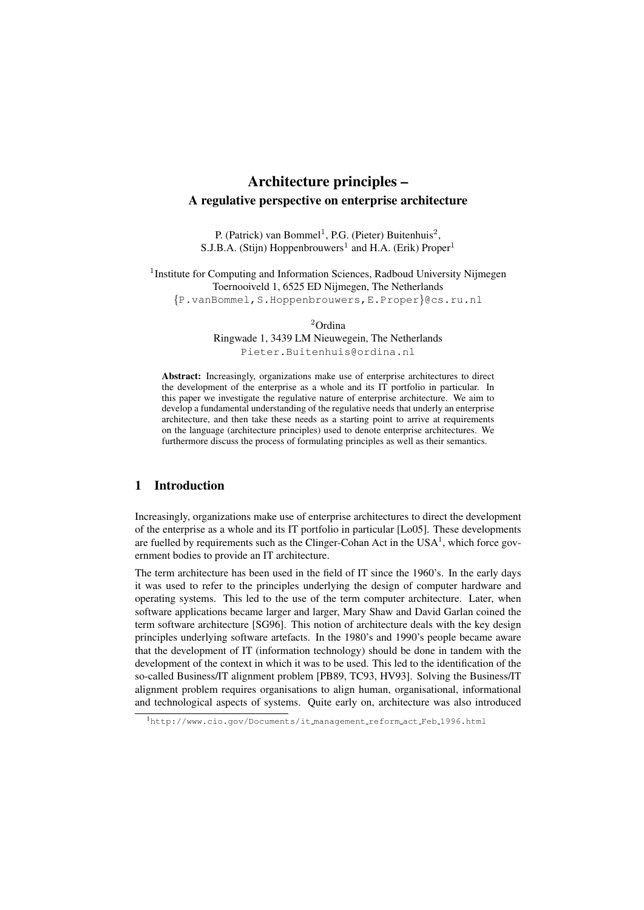# Architecture principles – A regulative perspective on enterprise architecture

P. (Patrick) van Bommel[1], P.G. (Pieter) Buitenhuis[2], S.J.B.A. (Stijn) Hoppenbrouwers[1] and H.A. (Erik) Proper[1]

[1]Institute for Computing and Information Sciences, Radboud University Nijmegen
Toernooiveld 1, 6525 ED Nijmegen, The Netherlands
{P.vanBommel,S.Hoppenbrouwers,E.Proper}@cs.ru.nl

[2]Ordina
Ringwade 1, 3439 LM Nieuwegein, The Netherlands
Pieter.Buitenhuis@ordina.nl

**Abstract:** Increasingly, organizations make use of enterprise architectures to direct the development of the enterprise as a whole and its IT portfolio in particular. In this paper we investigate the regulative nature of enterprise architecture. We aim to develop a fundamental understanding of the regulative needs that underly an enterprise architecture, and then take these needs as a starting point to arrive at requirements on the language (architecture principles) used to denote enterprise architectures. We furthermore discuss the process of formulating principles as well as their semantics.

## 1 Introduction

Increasingly, organizations make use of enterprise architectures to direct the development of the enterprise as a whole and its IT portfolio in particular [Lo05]. These developments are fuelled by requirements such as the Clinger-Cohan Act in the USA[1], which force government bodies to provide an IT architecture.

The term architecture has been used in the field of IT since the 1960's. In the early days it was used to refer to the principles underlying the design of computer hardware and operating systems. This led to the use of the term computer architecture. Later, when software applications became larger and larger, Mary Shaw and David Garlan coined the term software architecture [SG96]. This notion of architecture deals with the key design principles underlying software artefacts. In the 1980's and 1990's people became aware that the development of IT (information technology) should be done in tandem with the development of the context in which it was to be used. This led to the identification of the so-called Business/IT alignment problem [PB89, TC93, HV93]. Solving the Business/IT alignment problem requires organisations to align human, organisational, informational and technological aspects of systems. Quite early on, architecture was also introduced

[1]http://www.cio.gov/Documents/it_management_reform_act_Feb_1996.html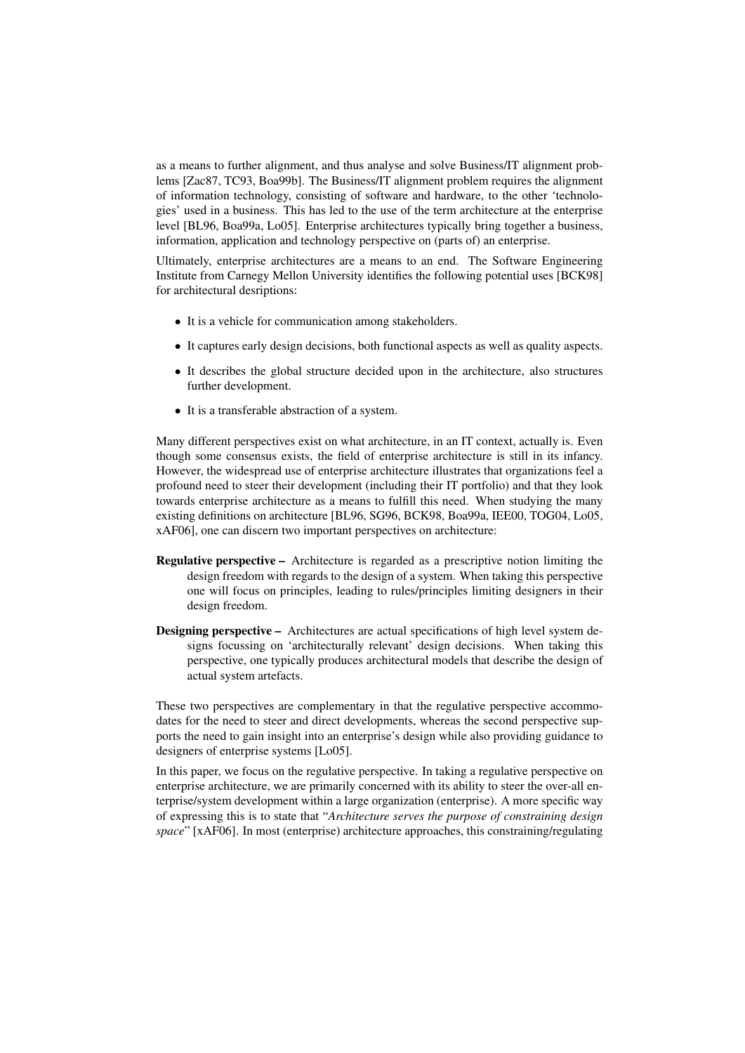as a means to further alignment, and thus analyse and solve Business/IT alignment problems [Zac87, TC93, Boa99b]. The Business/IT alignment problem requires the alignment of information technology, consisting of software and hardware, to the other 'technologies' used in a business. This has led to the use of the term architecture at the enterprise level [BL96, Boa99a, Lo05]. Enterprise architectures typically bring together a business, information, application and technology perspective on (parts of) an enterprise.

Ultimately, enterprise architectures are a means to an end. The Software Engineering Institute from Carnegy Mellon University identifies the following potential uses [BCK98] for architectural desriptions:

- It is a vehicle for communication among stakeholders.
- It captures early design decisions, both functional aspects as well as quality aspects.
- It describes the global structure decided upon in the architecture, also structures further development.
- It is a transferable abstraction of a system.

Many different perspectives exist on what architecture, in an IT context, actually is. Even though some consensus exists, the field of enterprise architecture is still in its infancy. However, the widespread use of enterprise architecture illustrates that organizations feel a profound need to steer their development (including their IT portfolio) and that they look towards enterprise architecture as a means to fulfill this need. When studying the many existing definitions on architecture [BL96, SG96, BCK98, Boa99a, IEE00, TOG04, Lo05, xAF06], one can discern two important perspectives on architecture:

**Regulative perspective –** Architecture is regarded as a prescriptive notion limiting the design freedom with regards to the design of a system. When taking this perspective one will focus on principles, leading to rules/principles limiting designers in their design freedom.

**Designing perspective –** Architectures are actual specifications of high level system designs focussing on 'architecturally relevant' design decisions. When taking this perspective, one typically produces architectural models that describe the design of actual system artefacts.

These two perspectives are complementary in that the regulative perspective accommodates for the need to steer and direct developments, whereas the second perspective supports the need to gain insight into an enterprise's design while also providing guidance to designers of enterprise systems [Lo05].

In this paper, we focus on the regulative perspective. In taking a regulative perspective on enterprise architecture, we are primarily concerned with its ability to steer the over-all enterprise/system development within a large organization (enterprise). A more specific way of expressing this is to state that "*Architecture serves the purpose of constraining design space*" [xAF06]. In most (enterprise) architecture approaches, this constraining/regulating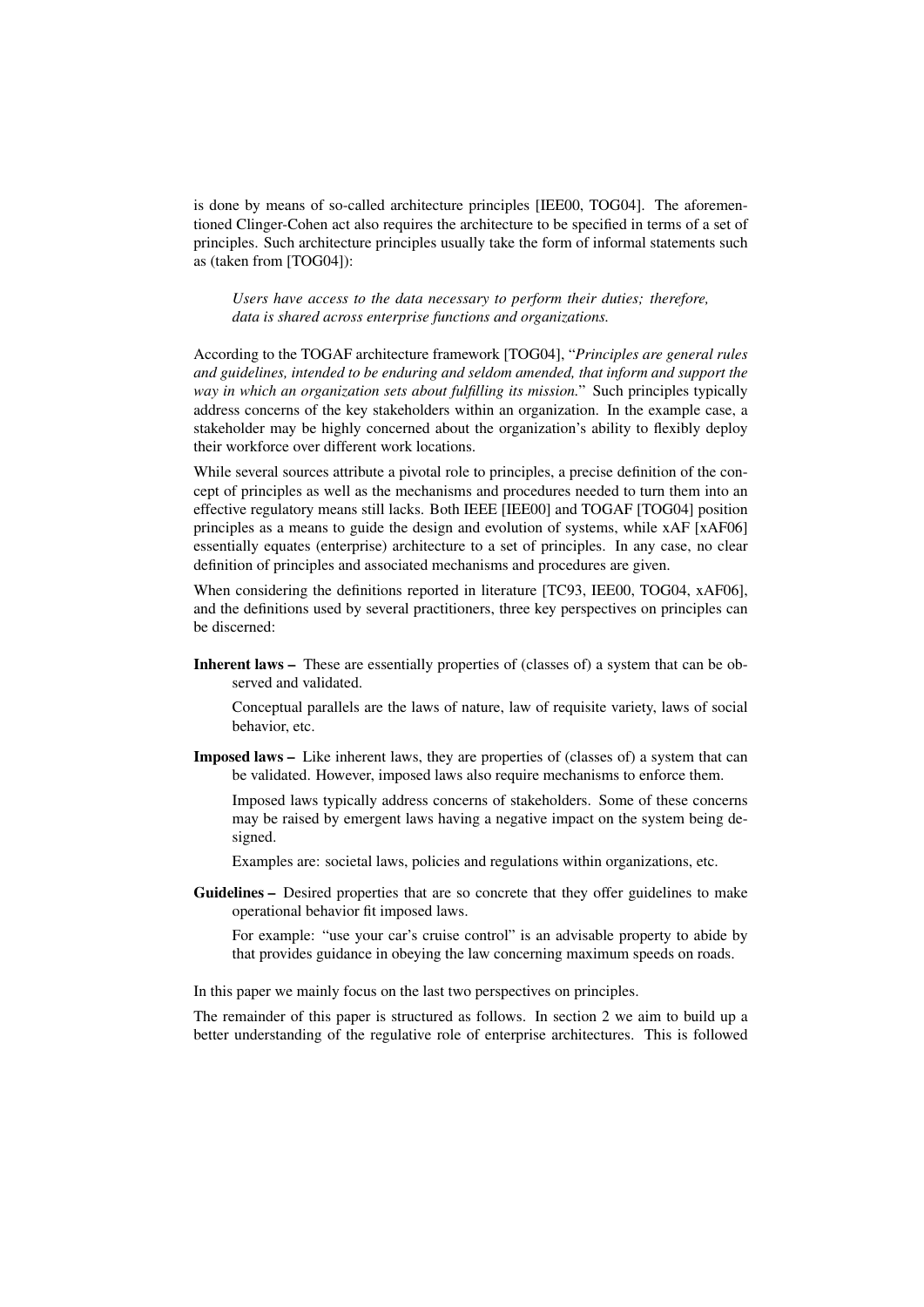is done by means of so-called architecture principles [IEE00, TOG04]. The aforementioned Clinger-Cohen act also requires the architecture to be specified in terms of a set of principles. Such architecture principles usually take the form of informal statements such as (taken from [TOG04]):

> *Users have access to the data necessary to perform their duties; therefore, data is shared across enterprise functions and organizations.*

According to the TOGAF architecture framework [TOG04], "*Principles are general rules and guidelines, intended to be enduring and seldom amended, that inform and support the way in which an organization sets about fulfilling its mission.*" Such principles typically address concerns of the key stakeholders within an organization. In the example case, a stakeholder may be highly concerned about the organization's ability to flexibly deploy their workforce over different work locations.

While several sources attribute a pivotal role to principles, a precise definition of the concept of principles as well as the mechanisms and procedures needed to turn them into an effective regulatory means still lacks. Both IEEE [IEE00] and TOGAF [TOG04] position principles as a means to guide the design and evolution of systems, while xAF [xAF06] essentially equates (enterprise) architecture to a set of principles. In any case, no clear definition of principles and associated mechanisms and procedures are given.

When considering the definitions reported in literature [TC93, IEE00, TOG04, xAF06], and the definitions used by several practitioners, three key perspectives on principles can be discerned:

**Inherent laws –** These are essentially properties of (classes of) a system that can be observed and validated.

Conceptual parallels are the laws of nature, law of requisite variety, laws of social behavior, etc.

**Imposed laws –** Like inherent laws, they are properties of (classes of) a system that can be validated. However, imposed laws also require mechanisms to enforce them.

Imposed laws typically address concerns of stakeholders. Some of these concerns may be raised by emergent laws having a negative impact on the system being designed.

Examples are: societal laws, policies and regulations within organizations, etc.

**Guidelines –** Desired properties that are so concrete that they offer guidelines to make operational behavior fit imposed laws.

For example: "use your car's cruise control" is an advisable property to abide by that provides guidance in obeying the law concerning maximum speeds on roads.

In this paper we mainly focus on the last two perspectives on principles.

The remainder of this paper is structured as follows. In section 2 we aim to build up a better understanding of the regulative role of enterprise architectures. This is followed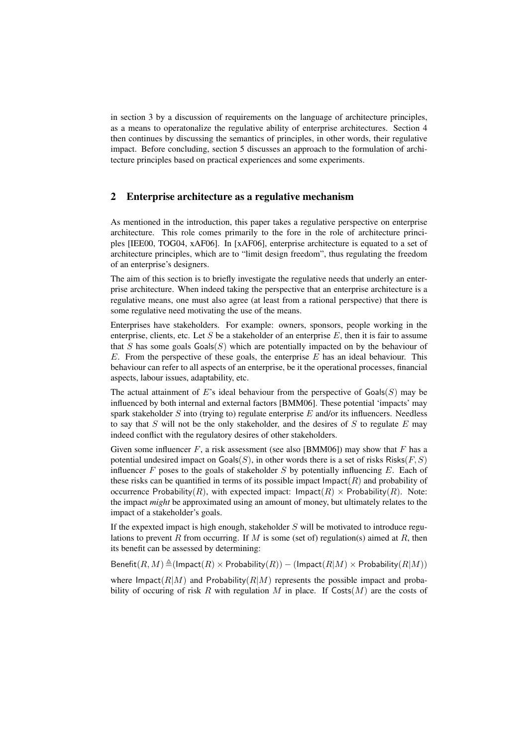in section 3 by a discussion of requirements on the language of architecture principles, as a means to operatonalize the regulative ability of enterprise architectures. Section 4 then continues by discussing the semantics of principles, in other words, their regulative impact. Before concluding, section 5 discusses an approach to the formulation of architecture principles based on practical experiences and some experiments.

## 2 Enterprise architecture as a regulative mechanism

As mentioned in the introduction, this paper takes a regulative perspective on enterprise architecture. This role comes primarily to the fore in the role of architecture principles [IEE00, TOG04, xAF06]. In [xAF06], enterprise architecture is equated to a set of architecture principles, which are to "limit design freedom", thus regulating the freedom of an enterprise's designers.

The aim of this section is to briefly investigate the regulative needs that underly an enterprise architecture. When indeed taking the perspective that an enterprise architecture is a regulative means, one must also agree (at least from a rational perspective) that there is some regulative need motivating the use of the means.

Enterprises have stakeholders. For example: owners, sponsors, people working in the enterprise, clients, etc. Let $S$ be a stakeholder of an enterprise $E$, then it is fair to assume that $S$ has some goals $\mathsf{Goals}(S)$ which are potentially impacted on by the behaviour of $E$. From the perspective of these goals, the enterprise $E$ has an ideal behaviour. This behaviour can refer to all aspects of an enterprise, be it the operational processes, financial aspects, labour issues, adaptability, etc.

The actual attainment of $E$'s ideal behaviour from the perspective of $\mathsf{Goals}(S)$ may be influenced by both internal and external factors [BMM06]. These potential 'impacts' may spark stakeholder $S$ into (trying to) regulate enterprise $E$ and/or its influencers. Needless to say that $S$ will not be the only stakeholder, and the desires of $S$ to regulate $E$ may indeed conflict with the regulatory desires of other stakeholders.

Given some influencer $F$, a risk assessment (see also [BMM06]) may show that $F$ has a potential undesired impact on $\mathsf{Goals}(S)$, in other words there is a set of risks $\mathsf{Risks}(F, S)$ influencer $F$ poses to the goals of stakeholder $S$ by potentially influencing $E$. Each of these risks can be quantified in terms of its possible impact $\mathsf{Impact}(R)$ and probability of occurrence $\mathsf{Probability}(R)$, with expected impact: $\mathsf{Impact}(R) \times \mathsf{Probability}(R)$. Note: the impact *might* be approximated using an amount of money, but ultimately relates to the impact of a stakeholder's goals.

If the expexted impact is high enough, stakeholder $S$ will be motivated to introduce regulations to prevent $R$ from occurring. If $M$ is some (set of) regulation(s) aimed at $R$, then its benefit can be assessed by determining:

$$\mathsf{Benefit}(R, M) \triangleq (\mathsf{Impact}(R) \times \mathsf{Probability}(R)) - (\mathsf{Impact}(R|M) \times \mathsf{Probability}(R|M))$$

where $\mathsf{Impact}(R|M)$ and $\mathsf{Probability}(R|M)$ represents the possible impact and probability of occuring of risk $R$ with regulation $M$ in place. If $\mathsf{Costs}(M)$ are the costs of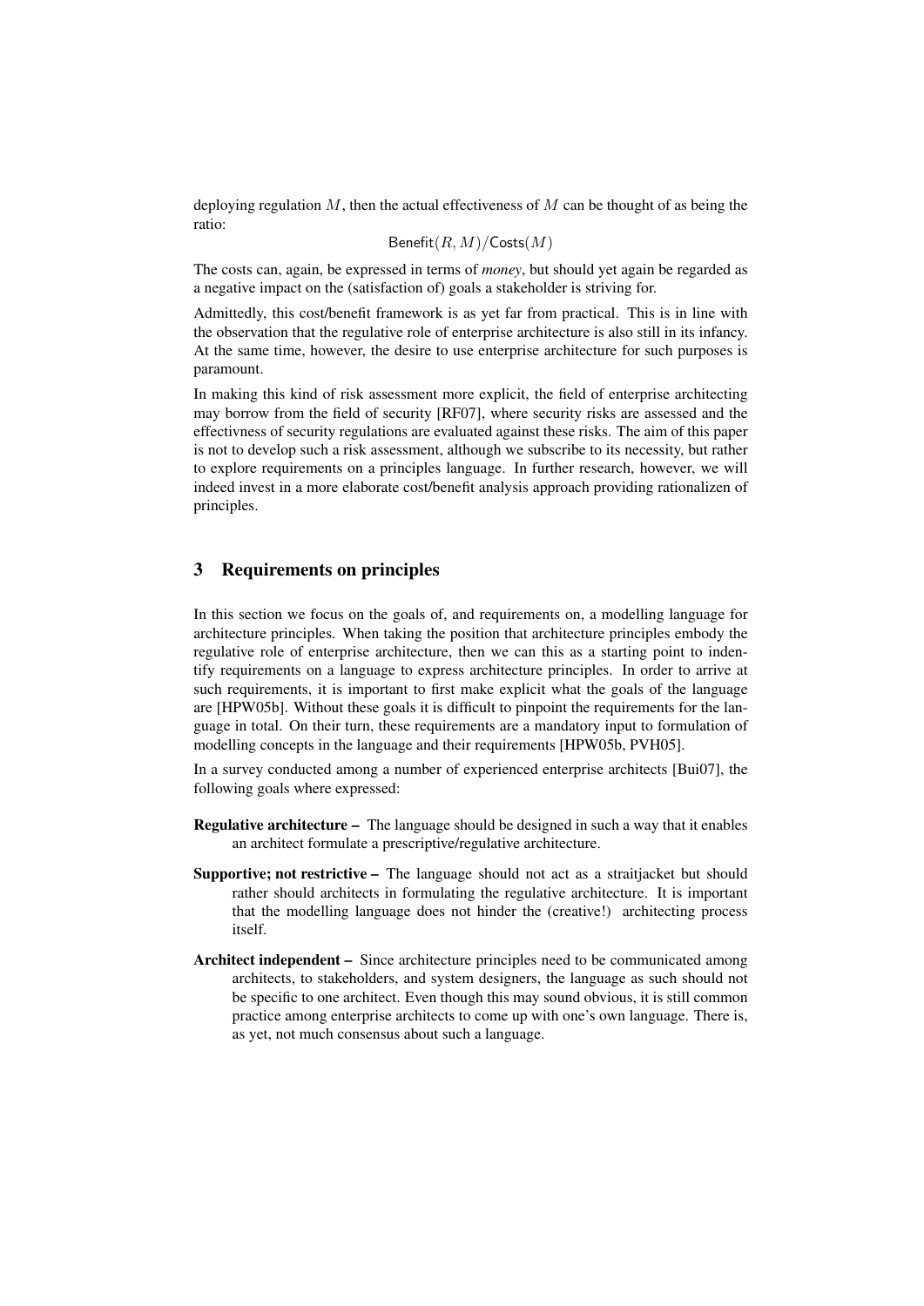deploying regulation $M$, then the actual effectiveness of $M$ can be thought of as being the ratio:

$$\mathsf{Benefit}(R, M)/\mathsf{Costs}(M)$$

The costs can, again, be expressed in terms of *money*, but should yet again be regarded as a negative impact on the (satisfaction of) goals a stakeholder is striving for.

Admittedly, this cost/benefit framework is as yet far from practical. This is in line with the observation that the regulative role of enterprise architecture is also still in its infancy. At the same time, however, the desire to use enterprise architecture for such purposes is paramount.

In making this kind of risk assessment more explicit, the field of enterprise architecting may borrow from the field of security [RF07], where security risks are assessed and the effectivness of security regulations are evaluated against these risks. The aim of this paper is not to develop such a risk assessment, although we subscribe to its necessity, but rather to explore requirements on a principles language. In further research, however, we will indeed invest in a more elaborate cost/benefit analysis approach providing rationalizen of principles.

## 3 Requirements on principles

In this section we focus on the goals of, and requirements on, a modelling language for architecture principles. When taking the position that architecture principles embody the regulative role of enterprise architecture, then we can this as a starting point to indentify requirements on a language to express architecture principles. In order to arrive at such requirements, it is important to first make explicit what the goals of the language are [HPW05b]. Without these goals it is difficult to pinpoint the requirements for the language in total. On their turn, these requirements are a mandatory input to formulation of modelling concepts in the language and their requirements [HPW05b, PVH05].

In a survey conducted among a number of experienced enterprise architects [Bui07], the following goals where expressed:

**Regulative architecture –** The language should be designed in such a way that it enables an architect formulate a prescriptive/regulative architecture.

**Supportive; not restrictive –** The language should not act as a straitjacket but should rather should architects in formulating the regulative architecture. It is important that the modelling language does not hinder the (creative!) architecting process itself.

**Architect independent –** Since architecture principles need to be communicated among architects, to stakeholders, and system designers, the language as such should not be specific to one architect. Even though this may sound obvious, it is still common practice among enterprise architects to come up with one's own language. There is, as yet, not much consensus about such a language.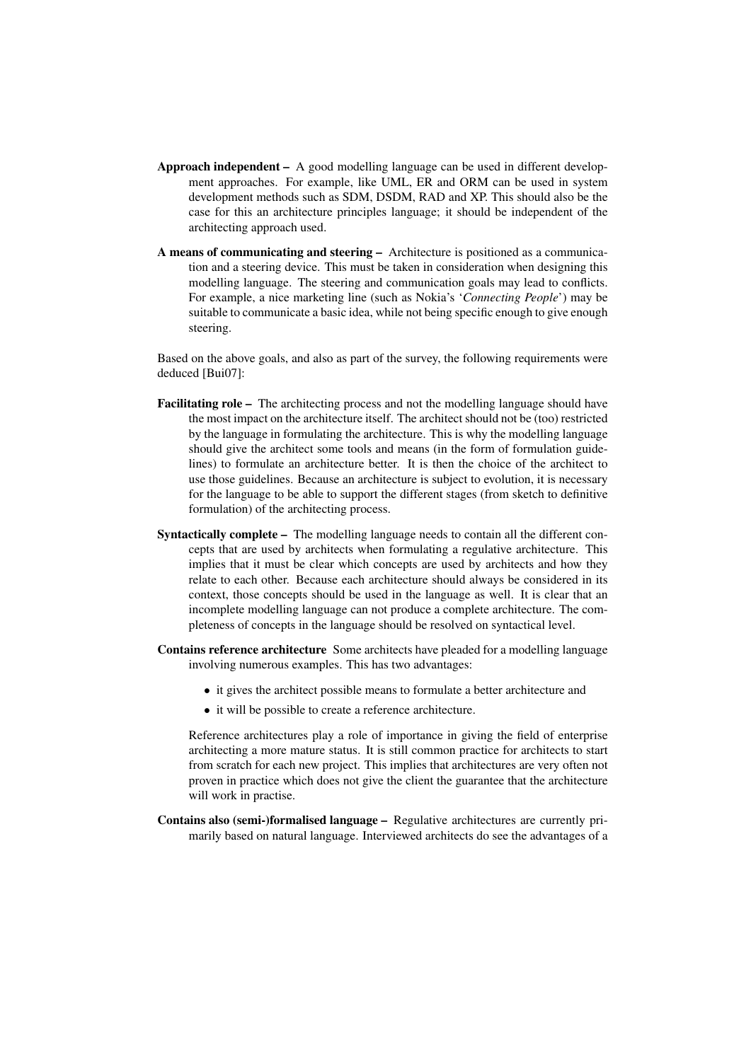**Approach independent –** A good modelling language can be used in different development approaches. For example, like UML, ER and ORM can be used in system development methods such as SDM, DSDM, RAD and XP. This should also be the case for this an architecture principles language; it should be independent of the architecting approach used.

**A means of communicating and steering –** Architecture is positioned as a communication and a steering device. This must be taken in consideration when designing this modelling language. The steering and communication goals may lead to conflicts. For example, a nice marketing line (such as Nokia's '*Connecting People*') may be suitable to communicate a basic idea, while not being specific enough to give enough steering.

Based on the above goals, and also as part of the survey, the following requirements were deduced [Bui07]:

**Facilitating role –** The architecting process and not the modelling language should have the most impact on the architecture itself. The architect should not be (too) restricted by the language in formulating the architecture. This is why the modelling language should give the architect some tools and means (in the form of formulation guidelines) to formulate an architecture better. It is then the choice of the architect to use those guidelines. Because an architecture is subject to evolution, it is necessary for the language to be able to support the different stages (from sketch to definitive formulation) of the architecting process.

**Syntactically complete –** The modelling language needs to contain all the different concepts that are used by architects when formulating a regulative architecture. This implies that it must be clear which concepts are used by architects and how they relate to each other. Because each architecture should always be considered in its context, those concepts should be used in the language as well. It is clear that an incomplete modelling language can not produce a complete architecture. The completeness of concepts in the language should be resolved on syntactical level.

**Contains reference architecture** Some architects have pleaded for a modelling language involving numerous examples. This has two advantages:

- it gives the architect possible means to formulate a better architecture and
- it will be possible to create a reference architecture.

Reference architectures play a role of importance in giving the field of enterprise architecting a more mature status. It is still common practice for architects to start from scratch for each new project. This implies that architectures are very often not proven in practice which does not give the client the guarantee that the architecture will work in practise.

**Contains also (semi-)formalised language –** Regulative architectures are currently primarily based on natural language. Interviewed architects do see the advantages of a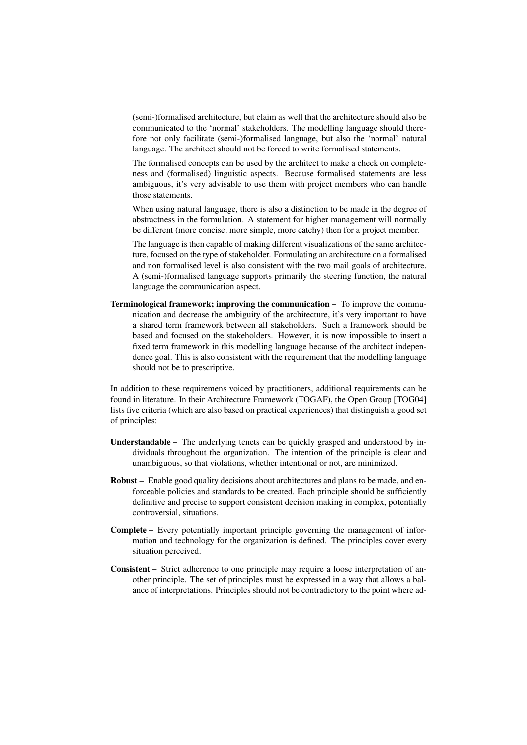(semi-)formalised architecture, but claim as well that the architecture should also be communicated to the 'normal' stakeholders. The modelling language should therefore not only facilitate (semi-)formalised language, but also the 'normal' natural language. The architect should not be forced to write formalised statements.

The formalised concepts can be used by the architect to make a check on completeness and (formalised) linguistic aspects. Because formalised statements are less ambiguous, it's very advisable to use them with project members who can handle those statements.

When using natural language, there is also a distinction to be made in the degree of abstractness in the formulation. A statement for higher management will normally be different (more concise, more simple, more catchy) then for a project member.

The language is then capable of making different visualizations of the same architecture, focused on the type of stakeholder. Formulating an architecture on a formalised and non formalised level is also consistent with the two mail goals of architecture. A (semi-)formalised language supports primarily the steering function, the natural language the communication aspect.

**Terminological framework; improving the communication –** To improve the communication and decrease the ambiguity of the architecture, it's very important to have a shared term framework between all stakeholders. Such a framework should be based and focused on the stakeholders. However, it is now impossible to insert a fixed term framework in this modelling language because of the architect independence goal. This is also consistent with the requirement that the modelling language should not be to prescriptive.

In addition to these requiremens voiced by practitioners, additional requirements can be found in literature. In their Architecture Framework (TOGAF), the Open Group [TOG04] lists five criteria (which are also based on practical experiences) that distinguish a good set of principles:

**Understandable –** The underlying tenets can be quickly grasped and understood by individuals throughout the organization. The intention of the principle is clear and unambiguous, so that violations, whether intentional or not, are minimized.

**Robust –** Enable good quality decisions about architectures and plans to be made, and enforceable policies and standards to be created. Each principle should be sufficiently definitive and precise to support consistent decision making in complex, potentially controversial, situations.

**Complete –** Every potentially important principle governing the management of information and technology for the organization is defined. The principles cover every situation perceived.

**Consistent –** Strict adherence to one principle may require a loose interpretation of another principle. The set of principles must be expressed in a way that allows a balance of interpretations. Principles should not be contradictory to the point where ad-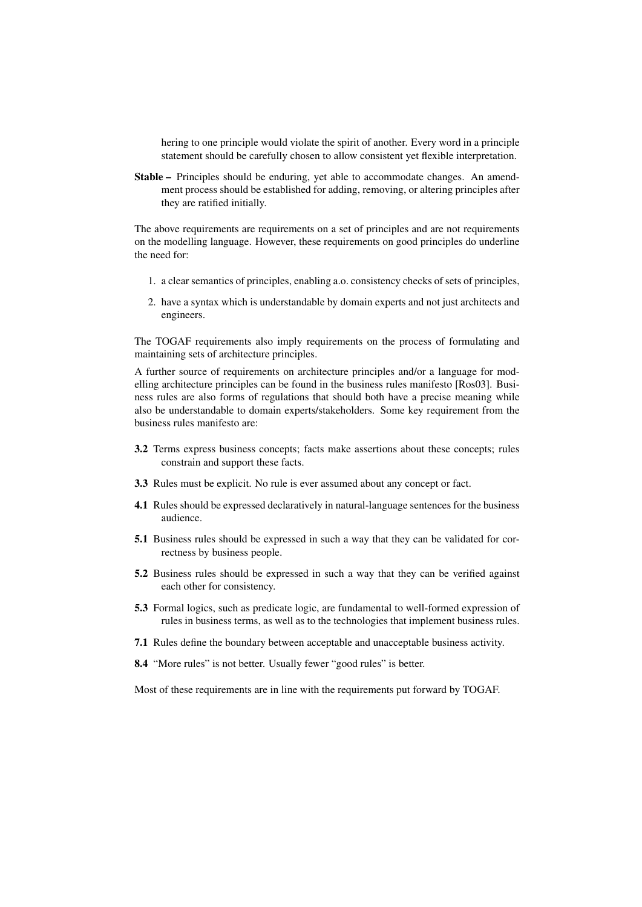hering to one principle would violate the spirit of another. Every word in a principle statement should be carefully chosen to allow consistent yet flexible interpretation.

**Stable –** Principles should be enduring, yet able to accommodate changes. An amendment process should be established for adding, removing, or altering principles after they are ratified initially.

The above requirements are requirements on a set of principles and are not requirements on the modelling language. However, these requirements on good principles do underline the need for:

1. a clear semantics of principles, enabling a.o. consistency checks of sets of principles,
2. have a syntax which is understandable by domain experts and not just architects and engineers.

The TOGAF requirements also imply requirements on the process of formulating and maintaining sets of architecture principles.

A further source of requirements on architecture principles and/or a language for modelling architecture principles can be found in the business rules manifesto [Ros03]. Business rules are also forms of regulations that should both have a precise meaning while also be understandable to domain experts/stakeholders. Some key requirement from the business rules manifesto are:

**3.2** Terms express business concepts; facts make assertions about these concepts; rules constrain and support these facts.

**3.3** Rules must be explicit. No rule is ever assumed about any concept or fact.

**4.1** Rules should be expressed declaratively in natural-language sentences for the business audience.

**5.1** Business rules should be expressed in such a way that they can be validated for correctness by business people.

**5.2** Business rules should be expressed in such a way that they can be verified against each other for consistency.

**5.3** Formal logics, such as predicate logic, are fundamental to well-formed expression of rules in business terms, as well as to the technologies that implement business rules.

**7.1** Rules define the boundary between acceptable and unacceptable business activity.

**8.4** "More rules" is not better. Usually fewer "good rules" is better.

Most of these requirements are in line with the requirements put forward by TOGAF.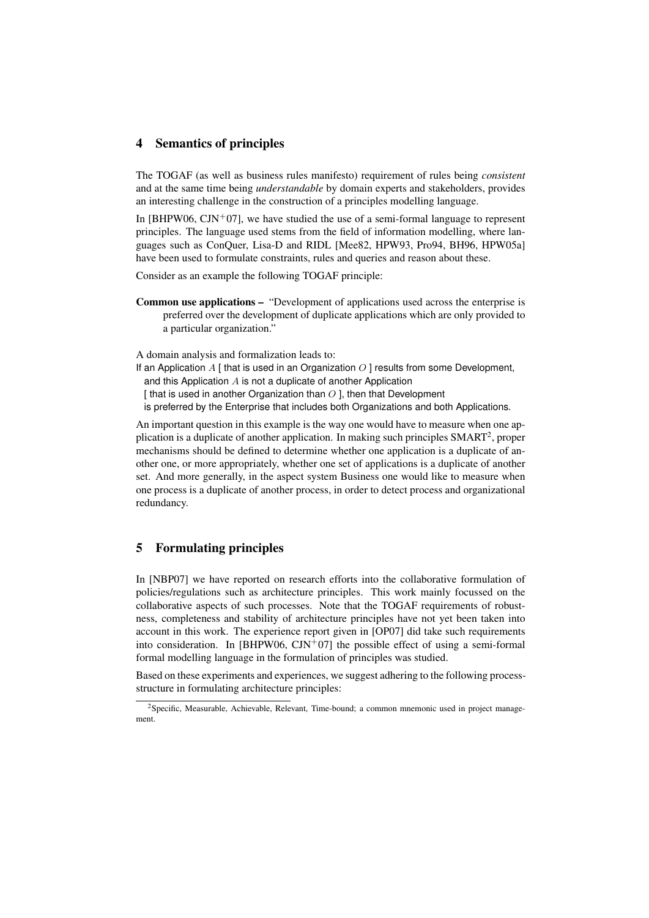## 4 Semantics of principles

The TOGAF (as well as business rules manifesto) requirement of rules being *consistent* and at the same time being *understandable* by domain experts and stakeholders, provides an interesting challenge in the construction of a principles modelling language.

In [BHPW06, CJN$^+$07], we have studied the use of a semi-formal language to represent principles. The language used stems from the field of information modelling, where languages such as ConQuer, Lisa-D and RIDL [Mee82, HPW93, Pro94, BH96, HPW05a] have been used to formulate constraints, rules and queries and reason about these.

Consider as an example the following TOGAF principle:

**Common use applications –** "Development of applications used across the enterprise is preferred over the development of duplicate applications which are only provided to a particular organization."

A domain analysis and formalization leads to:

If an Application $A$ [ that is used in an Organization $O$ ] results from some Development,
and this Application $A$ is not a duplicate of another Application
[ that is used in another Organization than $O$ ], then that Development
is preferred by the Enterprise that includes both Organizations and both Applications.

An important question in this example is the way one would have to measure when one application is a duplicate of another application. In making such principles SMART[2], proper mechanisms should be defined to determine whether one application is a duplicate of another one, or more appropriately, whether one set of applications is a duplicate of another set. And more generally, in the aspect system Business one would like to measure when one process is a duplicate of another process, in order to detect process and organizational redundancy.

## 5 Formulating principles

In [NBP07] we have reported on research efforts into the collaborative formulation of policies/regulations such as architecture principles. This work mainly focussed on the collaborative aspects of such processes. Note that the TOGAF requirements of robustness, completeness and stability of architecture principles have not yet been taken into account in this work. The experience report given in [OP07] did take such requirements into consideration. In [BHPW06, CJN$^+$07] the possible effect of using a semi-formal formal modelling language in the formulation of principles was studied.

Based on these experiments and experiences, we suggest adhering to the following process-structure in formulating architecture principles:

[2] Specific, Measurable, Achievable, Relevant, Time-bound; a common mnemonic used in project management.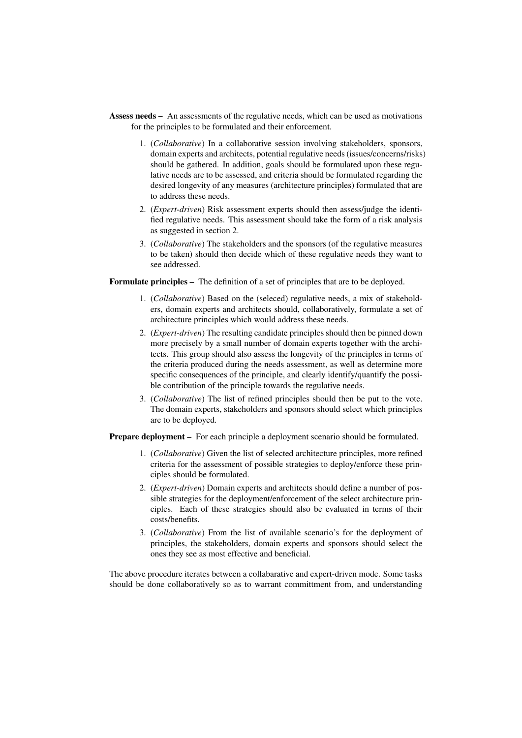**Assess needs –** An assessments of the regulative needs, which can be used as motivations for the principles to be formulated and their enforcement.

1. (*Collaborative*) In a collaborative session involving stakeholders, sponsors, domain experts and architects, potential regulative needs (issues/concerns/risks) should be gathered. In addition, goals should be formulated upon these regulative needs are to be assessed, and criteria should be formulated regarding the desired longevity of any measures (architecture principles) formulated that are to address these needs.
2. (*Expert-driven*) Risk assessment experts should then assess/judge the identified regulative needs. This assessment should take the form of a risk analysis as suggested in section 2.
3. (*Collaborative*) The stakeholders and the sponsors (of the regulative measures to be taken) should then decide which of these regulative needs they want to see addressed.

**Formulate principles –** The definition of a set of principles that are to be deployed.

1. (*Collaborative*) Based on the (seleced) regulative needs, a mix of stakeholders, domain experts and architects should, collaboratively, formulate a set of architecture principles which would address these needs.
2. (*Expert-driven*) The resulting candidate principles should then be pinned down more precisely by a small number of domain experts together with the architects. This group should also assess the longevity of the principles in terms of the criteria produced during the needs assessment, as well as determine more specific consequences of the principle, and clearly identify/quantify the possible contribution of the principle towards the regulative needs.
3. (*Collaborative*) The list of refined principles should then be put to the vote. The domain experts, stakeholders and sponsors should select which principles are to be deployed.

**Prepare deployment –** For each principle a deployment scenario should be formulated.

1. (*Collaborative*) Given the list of selected architecture principles, more refined criteria for the assessment of possible strategies to deploy/enforce these principles should be formulated.
2. (*Expert-driven*) Domain experts and architects should define a number of possible strategies for the deployment/enforcement of the select architecture principles. Each of these strategies should also be evaluated in terms of their costs/benefits.
3. (*Collaborative*) From the list of available scenario's for the deployment of principles, the stakeholders, domain experts and sponsors should select the ones they see as most effective and beneficial.

The above procedure iterates between a collabarative and expert-driven mode. Some tasks should be done collaboratively so as to warrant committment from, and understanding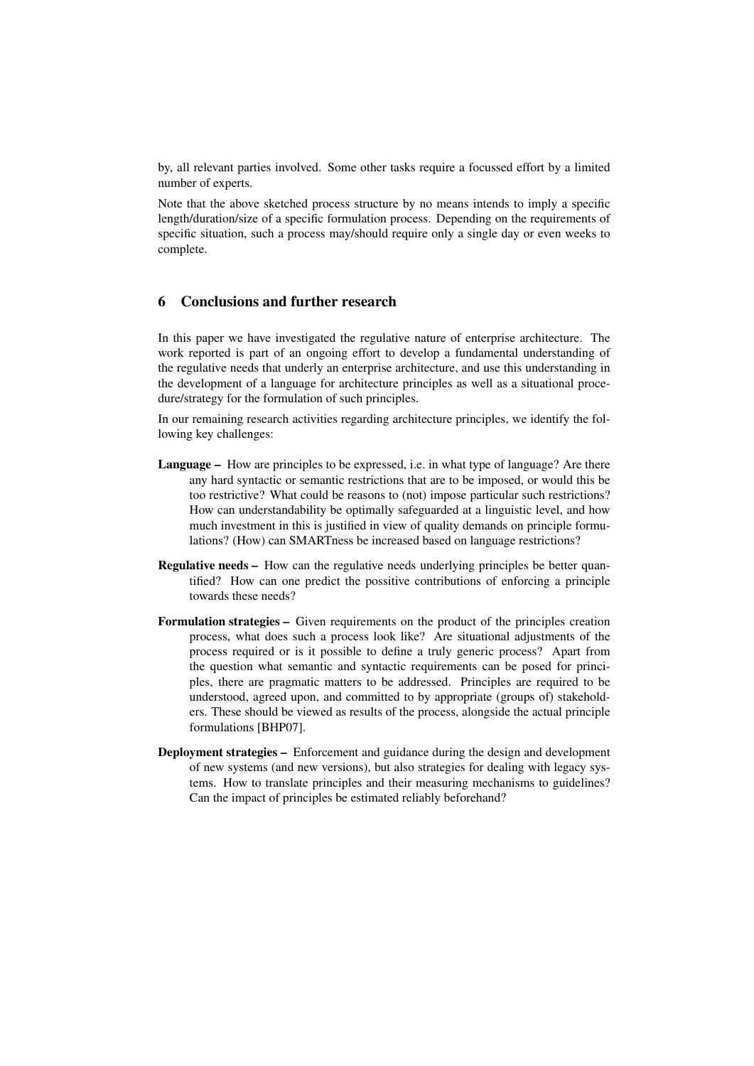by, all relevant parties involved. Some other tasks require a focussed effort by a limited number of experts.

Note that the above sketched process structure by no means intends to imply a specific length/duration/size of a specific formulation process. Depending on the requirements of specific situation, such a process may/should require only a single day or even weeks to complete.

## 6 Conclusions and further research

In this paper we have investigated the regulative nature of enterprise architecture. The work reported is part of an ongoing effort to develop a fundamental understanding of the regulative needs that underly an enterprise architecture, and use this understanding in the development of a language for architecture principles as well as a situational procedure/strategy for the formulation of such principles.

In our remaining research activities regarding architecture principles, we identify the following key challenges:

**Language –** How are principles to be expressed, i.e. in what type of language? Are there any hard syntactic or semantic restrictions that are to be imposed, or would this be too restrictive? What could be reasons to (not) impose particular such restrictions? How can understandability be optimally safeguarded at a linguistic level, and how much investment in this is justified in view of quality demands on principle formulations? (How) can SMARTness be increased based on language restrictions?

**Regulative needs –** How can the regulative needs underlying principles be better quantified? How can one predict the possitive contributions of enforcing a principle towards these needs?

**Formulation strategies –** Given requirements on the product of the principles creation process, what does such a process look like? Are situational adjustments of the process required or is it possible to define a truly generic process? Apart from the question what semantic and syntactic requirements can be posed for principles, there are pragmatic matters to be addressed. Principles are required to be understood, agreed upon, and committed to by appropriate (groups of) stakeholders. These should be viewed as results of the process, alongside the actual principle formulations [BHP07].

**Deployment strategies –** Enforcement and guidance during the design and development of new systems (and new versions), but also strategies for dealing with legacy systems. How to translate principles and their measuring mechanisms to guidelines? Can the impact of principles be estimated reliably beforehand?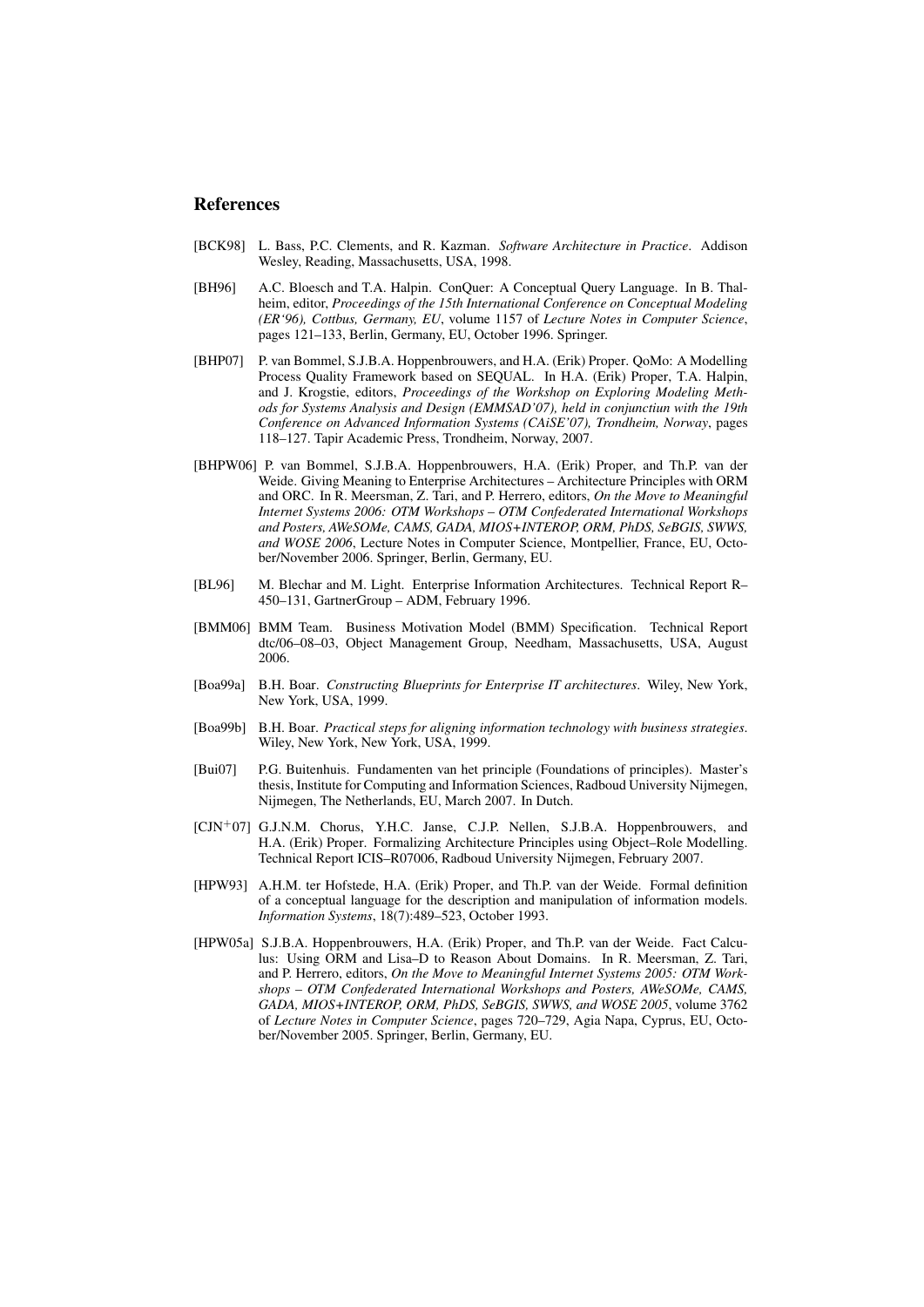## References

[BCK98] L. Bass, P.C. Clements, and R. Kazman. *Software Architecture in Practice*. Addison Wesley, Reading, Massachusetts, USA, 1998.

[BH96] A.C. Bloesch and T.A. Halpin. ConQuer: A Conceptual Query Language. In B. Thalheim, editor, *Proceedings of the 15th International Conference on Conceptual Modeling (ER'96), Cottbus, Germany, EU*, volume 1157 of *Lecture Notes in Computer Science*, pages 121–133, Berlin, Germany, EU, October 1996. Springer.

[BHP07] P. van Bommel, S.J.B.A. Hoppenbrouwers, and H.A. (Erik) Proper. QoMo: A Modelling Process Quality Framework based on SEQUAL. In H.A. (Erik) Proper, T.A. Halpin, and J. Krogstie, editors, *Proceedings of the Workshop on Exploring Modeling Methods for Systems Analysis and Design (EMMSAD'07), held in conjunctiun with the 19th Conference on Advanced Information Systems (CAiSE'07), Trondheim, Norway*, pages 118–127. Tapir Academic Press, Trondheim, Norway, 2007.

[BHPW06] P. van Bommel, S.J.B.A. Hoppenbrouwers, H.A. (Erik) Proper, and Th.P. van der Weide. Giving Meaning to Enterprise Architectures – Architecture Principles with ORM and ORC. In R. Meersman, Z. Tari, and P. Herrero, editors, *On the Move to Meaningful Internet Systems 2006: OTM Workshops – OTM Confederated International Workshops and Posters, AWeSOMe, CAMS, GADA, MIOS+INTEROP, ORM, PhDS, SeBGIS, SWWS, and WOSE 2006*, Lecture Notes in Computer Science, Montpellier, France, EU, October/November 2006. Springer, Berlin, Germany, EU.

[BL96] M. Blechar and M. Light. Enterprise Information Architectures. Technical Report R–450–131, GartnerGroup – ADM, February 1996.

[BMM06] BMM Team. Business Motivation Model (BMM) Specification. Technical Report dtc/06–08–03, Object Management Group, Needham, Massachusetts, USA, August 2006.

[Boa99a] B.H. Boar. *Constructing Blueprints for Enterprise IT architectures*. Wiley, New York, New York, USA, 1999.

[Boa99b] B.H. Boar. *Practical steps for aligning information technology with business strategies*. Wiley, New York, New York, USA, 1999.

[Bui07] P.G. Buitenhuis. Fundamenten van het principle (Foundations of principles). Master's thesis, Institute for Computing and Information Sciences, Radboud University Nijmegen, Nijmegen, The Netherlands, EU, March 2007. In Dutch.

[CJN+07] G.J.N.M. Chorus, Y.H.C. Janse, C.J.P. Nellen, S.J.B.A. Hoppenbrouwers, and H.A. (Erik) Proper. Formalizing Architecture Principles using Object–Role Modelling. Technical Report ICIS–R07006, Radboud University Nijmegen, February 2007.

[HPW93] A.H.M. ter Hofstede, H.A. (Erik) Proper, and Th.P. van der Weide. Formal definition of a conceptual language for the description and manipulation of information models. *Information Systems*, 18(7):489–523, October 1993.

[HPW05a] S.J.B.A. Hoppenbrouwers, H.A. (Erik) Proper, and Th.P. van der Weide. Fact Calculus: Using ORM and Lisa–D to Reason About Domains. In R. Meersman, Z. Tari, and P. Herrero, editors, *On the Move to Meaningful Internet Systems 2005: OTM Workshops – OTM Confederated International Workshops and Posters, AWeSOMe, CAMS, GADA, MIOS+INTEROP, ORM, PhDS, SeBGIS, SWWS, and WOSE 2005*, volume 3762 of *Lecture Notes in Computer Science*, pages 720–729, Agia Napa, Cyprus, EU, October/November 2005. Springer, Berlin, Germany, EU.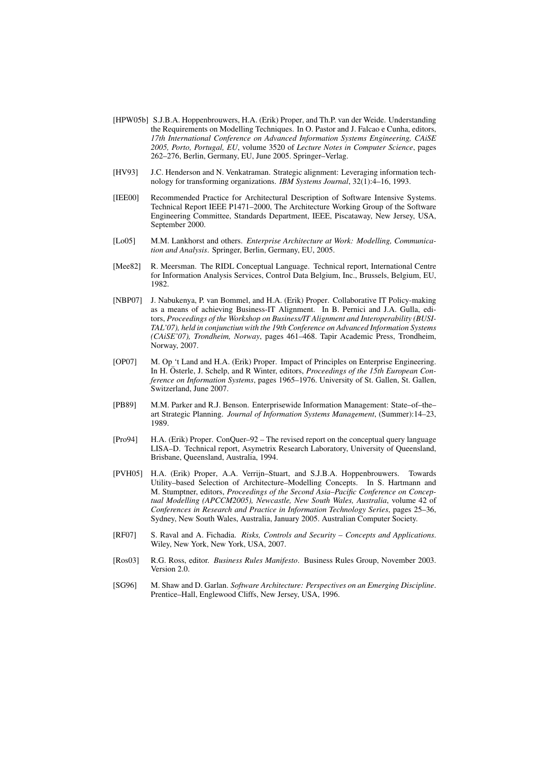[HPW05b] S.J.B.A. Hoppenbrouwers, H.A. (Erik) Proper, and Th.P. van der Weide. Understanding the Requirements on Modelling Techniques. In O. Pastor and J. Falcao e Cunha, editors, *17th International Conference on Advanced Information Systems Engineering, CAiSE 2005, Porto, Portugal, EU*, volume 3520 of *Lecture Notes in Computer Science*, pages 262–276, Berlin, Germany, EU, June 2005. Springer–Verlag.

[HV93] J.C. Henderson and N. Venkatraman. Strategic alignment: Leveraging information technology for transforming organizations. *IBM Systems Journal*, 32(1):4–16, 1993.

[IEE00] Recommended Practice for Architectural Description of Software Intensive Systems. Technical Report IEEE P1471–2000, The Architecture Working Group of the Software Engineering Committee, Standards Department, IEEE, Piscataway, New Jersey, USA, September 2000.

[Lo05] M.M. Lankhorst and others. *Enterprise Architecture at Work: Modelling, Communication and Analysis*. Springer, Berlin, Germany, EU, 2005.

[Mee82] R. Meersman. The RIDL Conceptual Language. Technical report, International Centre for Information Analysis Services, Control Data Belgium, Inc., Brussels, Belgium, EU, 1982.

[NBP07] J. Nabukenya, P. van Bommel, and H.A. (Erik) Proper. Collaborative IT Policy-making as a means of achieving Business-IT Alignment. In B. Pernici and J.A. Gulla, editors, *Proceedings of the Workshop on Business/IT Alignment and Interoperability (BUSITAL'07), held in conjunctiun with the 19th Conference on Advanced Information Systems (CAiSE'07), Trondheim, Norway*, pages 461–468. Tapir Academic Press, Trondheim, Norway, 2007.

[OP07] M. Op 't Land and H.A. (Erik) Proper. Impact of Principles on Enterprise Engineering. In H. Österle, J. Schelp, and R Winter, editors, *Proceedings of the 15th European Conference on Information Systems*, pages 1965–1976. University of St. Gallen, St. Gallen, Switzerland, June 2007.

[PB89] M.M. Parker and R.J. Benson. Enterprisewide Information Management: State–of–the–art Strategic Planning. *Journal of Information Systems Management*, (Summer):14–23, 1989.

[Pro94] H.A. (Erik) Proper. ConQuer–92 – The revised report on the conceptual query language LISA–D. Technical report, Asymetrix Research Laboratory, University of Queensland, Brisbane, Queensland, Australia, 1994.

[PVH05] H.A. (Erik) Proper, A.A. Verrijn–Stuart, and S.J.B.A. Hoppenbrouwers. Towards Utility–based Selection of Architecture–Modelling Concepts. In S. Hartmann and M. Stumptner, editors, *Proceedings of the Second Asia–Pacific Conference on Conceptual Modelling (APCCM2005), Newcastle, New South Wales, Australia*, volume 42 of *Conferences in Research and Practice in Information Technology Series*, pages 25–36, Sydney, New South Wales, Australia, January 2005. Australian Computer Society.

[RF07] S. Raval and A. Fichadia. *Risks, Controls and Security – Concepts and Applications*. Wiley, New York, New York, USA, 2007.

[Ros03] R.G. Ross, editor. *Business Rules Manifesto*. Business Rules Group, November 2003. Version 2.0.

[SG96] M. Shaw and D. Garlan. *Software Architecture: Perspectives on an Emerging Discipline*. Prentice–Hall, Englewood Cliffs, New Jersey, USA, 1996.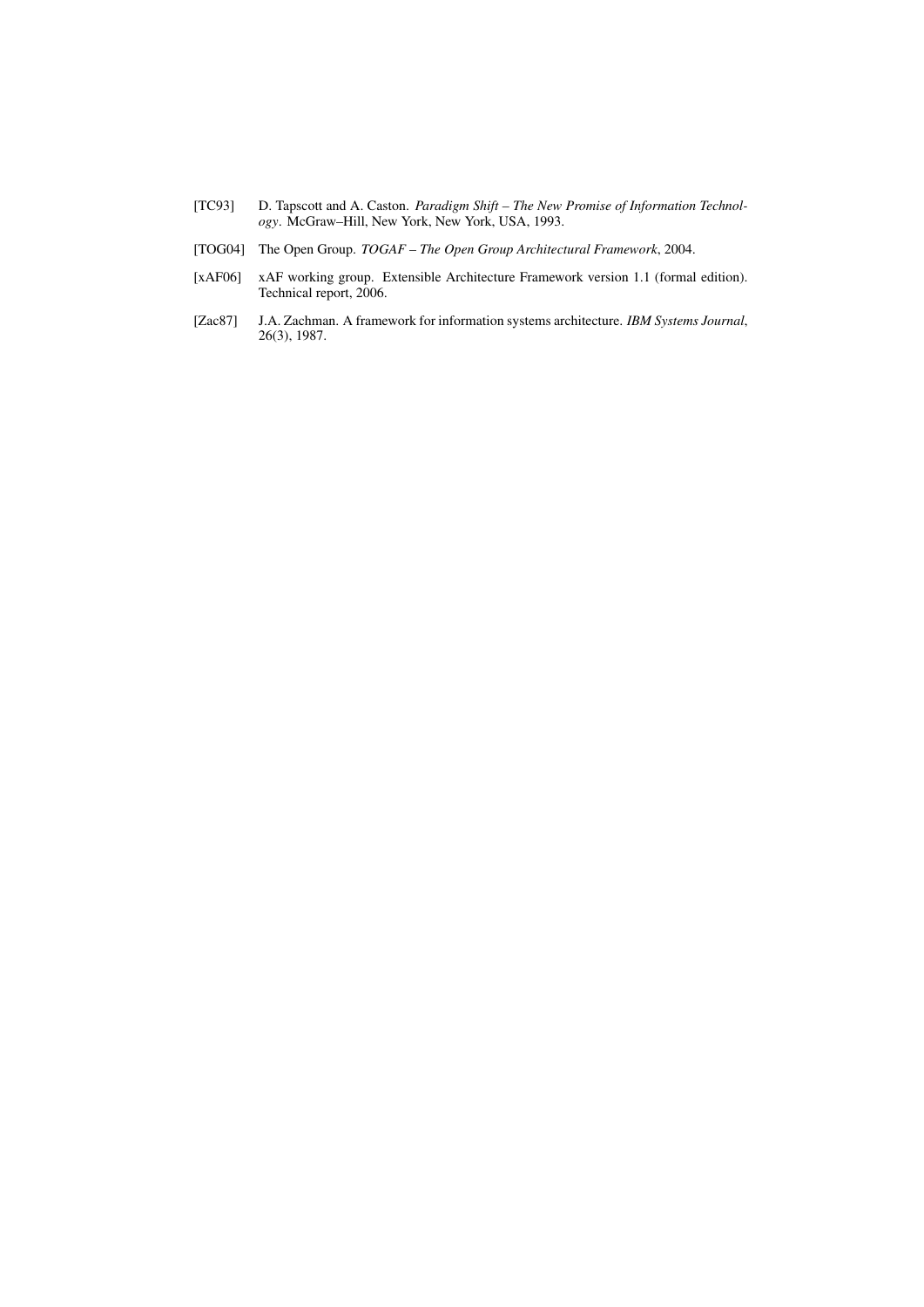[TC93] D. Tapscott and A. Caston. *Paradigm Shift – The New Promise of Information Technology*. McGraw–Hill, New York, New York, USA, 1993.

[TOG04] The Open Group. *TOGAF – The Open Group Architectural Framework*, 2004.

[xAF06] xAF working group. Extensible Architecture Framework version 1.1 (formal edition). Technical report, 2006.

[Zac87] J.A. Zachman. A framework for information systems architecture. *IBM Systems Journal*, 26(3), 1987.